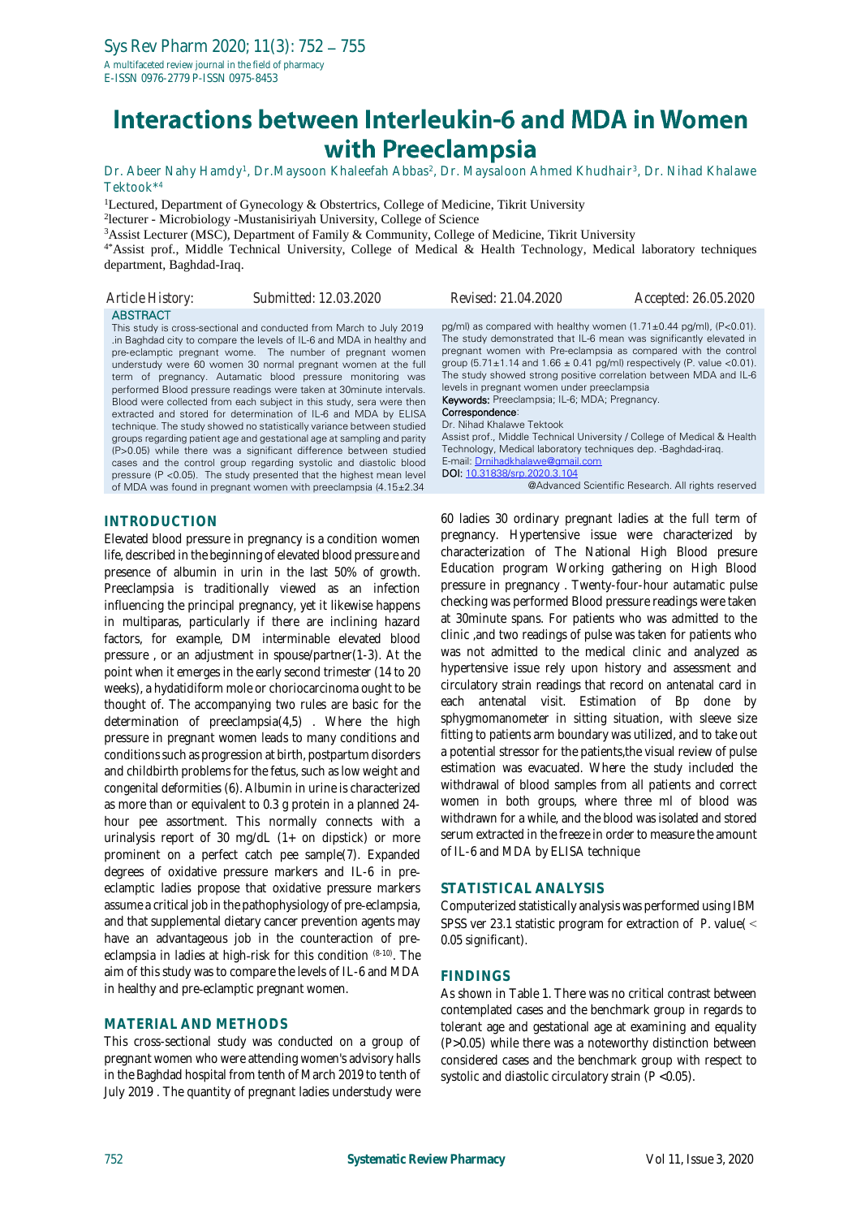# Interactions between Interleukin-6 and MDA in Women with Preeclampsia

Dr. Abeer Nahy Hamdy[1], Dr.Maysoon Khaleefah Abbas[2], Dr. Maysaloon Ahmed Khudhair[3], Dr. Nihad Khalawe Tektook*[4]

[1]Lectured, Department of Gynecology & Obstertrics, College of Medicine, Tikrit University

[2]lecturer - Microbiology -Mustanisiriyah University, College of Science

[3]Assist Lecturer (MSC), Department of Family & Community, College of Medicine, Tikrit University

[4*]Assist prof., Middle Technical University, College of Medical & Health Technology, Medical laboratory techniques department, Baghdad-Iraq.

Article History: Submitted: 12.03.2020 Revised: 21.04.2020 Accepted: 26.05.2020

## ABSTRACT

This study is cross-sectional and conducted from March to July 2019 .in Baghdad city to compare the levels of IL-6 and MDA in healthy and pre-eclamptic pregnant wome. The number of pregnant women understudy were 60 women 30 normal pregnant women at the full term of pregnancy. Automatic blood pressure monitoring was performed Blood pressure readings were taken at 30minute intervals. Blood were collected from each subject in this study, sera were then extracted and stored for determination of IL-6 and MDA by ELISA technique. The study showed no statistically variance between studied groups regarding patient age and gestational age at sampling and parity (P>0.05) while there was a significant difference between studied cases and the control group regarding systolic and diastolic blood pressure (P <0.05). The study presented that the highest mean level of MDA was found in pregnant women with preeclampsia (4.15±2.34 pg/ml) as compared with healthy women (1.71±0.44 pg/ml), (P<0.01). The study demonstrated that IL-6 mean was significantly elevated in pregnant women with Pre-eclampsia as compared with the control group (5.71±1.14 and 1.66 ± 0.41 pg/ml) respectively (P. value <0.01). The study showed strong positive correlation between MDA and IL-6 levels in pregnant women under preeclampsia

**Keywords:** Preeclampsia; IL-6; MDA; Pregnancy.

**Correspondence**:

Dr. Nihad Khalawe Tektook

Assist prof., Middle Technical University / College of Medical & Health Technology, Medical laboratory techniques dep. -Baghdad-iraq.

E-mail: Drnihadkhalawe@gmail.com

**DOI:** 10.31838/srp.2020.3.104

@Advanced Scientific Research. All rights reserved

## INTRODUCTION

Elevated blood pressure in pregnancy is a condition women life, described in the beginning of elevated blood pressure and presence of albumin in urin in the last 50% of growth. Preeclampsia is traditionally viewed as an infection influencing the principal pregnancy, yet it likewise happens in multiparas, particularly if there are inclining hazard factors, for example, DM interminable elevated blood pressure , or an adjustment in spouse/partner(1-3). At the point when it emerges in the early second trimester (14 to 20 weeks), a hydatidiform mole or choriocarcinoma ought to be thought of. The accompanying two rules are basic for the determination of preeclampsia(4,5) . Where the high pressure in pregnant women leads to many conditions and conditions such as progression at birth, postpartum disorders and childbirth problems for the fetus, such as low weight and congenital deformities (6). Albumin in urine is characterized as more than or equivalent to 0.3 g protein in a planned 24-hour pee assortment. This normally connects with a urinalysis report of 30 mg/dL (1+ on dipstick) or more prominent on a perfect catch pee sample(7). Expanded degrees of oxidative pressure markers and IL-6 in pre-eclamptic ladies propose that oxidative pressure markers assume a critical job in the pathophysiology of pre-eclampsia, and that supplemental dietary cancer prevention agents may have an advantageous job in the counteraction of pre-eclampsia in ladies at high-risk for this condition [8-10]. The aim of this study was to compare the levels of IL-6 and MDA in healthy and pre-eclamptic pregnant women.

## MATERIAL AND METHODS

This cross-sectional study was conducted on a group of pregnant women who were attending women's advisory halls in the Baghdad hospital from tenth of March 2019 to tenth of July 2019 . The quantity of pregnant ladies understudy were 60 ladies 30 ordinary pregnant ladies at the full term of pregnancy. Hypertensive issue were characterized by characterization of The National High Blood presure Education program Working gathering on High Blood pressure in pregnancy . Twenty-four-hour autamatic pulse checking was performed Blood pressure readings were taken at 30minute spans. For patients who was admitted to the clinic ,and two readings of pulse was taken for patients who was not admitted to the medical clinic and analyzed as hypertensive issue rely upon history and assessment and circulatory strain readings that record on antenatal card in each antenatal visit. Estimation of Bp done by sphygmomanometer in sitting situation, with sleeve size fitting to patients arm boundary was utilized, and to take out a potential stressor for the patients,the visual review of pulse estimation was evacuated. Where the study included the withdrawal of blood samples from all patients and correct women in both groups, where three ml of blood was withdrawn for a while, and the blood was isolated and stored serum extracted in the freeze in order to measure the amount of IL-6 and MDA by ELISA technique

## STATISTICAL ANALYSIS

Computerized statistically analysis was performed using IBM SPSS ver 23.1 statistic program for extraction of P. value( < 0.05 significant).

## FINDINGS

As shown in Table 1. There was no critical contrast between contemplated cases and the benchmark group in regards to tolerant age and gestational age at examining and equality (P>0.05) while there was a noteworthy distinction between considered cases and the benchmark group with respect to systolic and diastolic circulatory strain (P <0.05).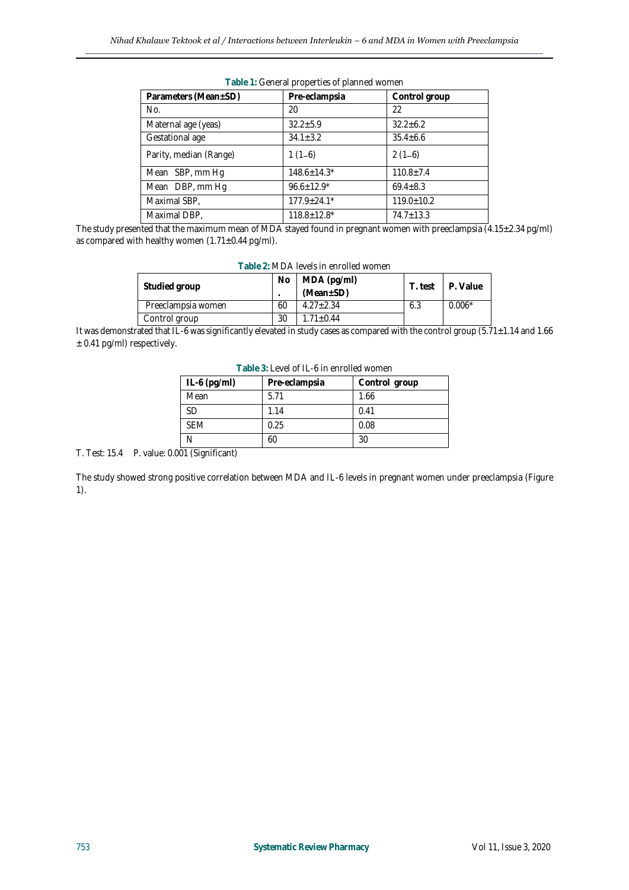**Table 1:** General properties of planned women

| Parameters (Mean±SD) | Pre-eclampsia | Control group |
|---|---|---|
| No. | 20 | 22 |
| Maternal age (yeas) | 32.2±5.9 | 32.2±6.2 |
| Gestational age | 34.1±3.2 | 35.4±6.6 |
| Parity, median (Range) | 1 (1–6) | 2 (1–6) |
| Mean SBP, mm Hg | 148.6±14.3* | 110.8±7.4 |
| Mean DBP, mm Hg | 96.6±12.9* | 69.4±8.3 |
| Maximal SBP, | 177.9±24.1* | 119.0±10.2 |
| Maximal DBP, | 118.8±12.8* | 74.7±13.3 |

The study presented that the maximum mean of MDA stayed found in pregnant women with preeclampsia (4.15±2.34 pg/ml) as compared with healthy women (1.71±0.44 pg/ml).

**Table 2:** MDA levels in enrolled women

| Studied group | No. | MDA (pg/ml) (Mean±SD) | T. test | P. Value |
|---|---|---|---|---|
| Preeclampsia women | 60 | 4.27±2.34 | 6.3 | 0.006* |
| Control group | 30 | 1.71±0.44 | | |

It was demonstrated that IL-6 was significantly elevated in study cases as compared with the control group (5.71±1.14 and 1.66 ± 0.41 pg/ml) respectively.

**Table 3:** Level of IL-6 in enrolled women

| IL-6 (pg/ml) | Pre-eclampsia | Control group |
|---|---|---|
| Mean | 5.71 | 1.66 |
| SD | 1.14 | 0.41 |
| SEM | 0.25 | 0.08 |
| N | 60 | 30 |

T. Test: 15.4 P. value: 0.001 (Significant)

The study showed strong positive correlation between MDA and IL-6 levels in pregnant women under preeclampsia (Figure 1).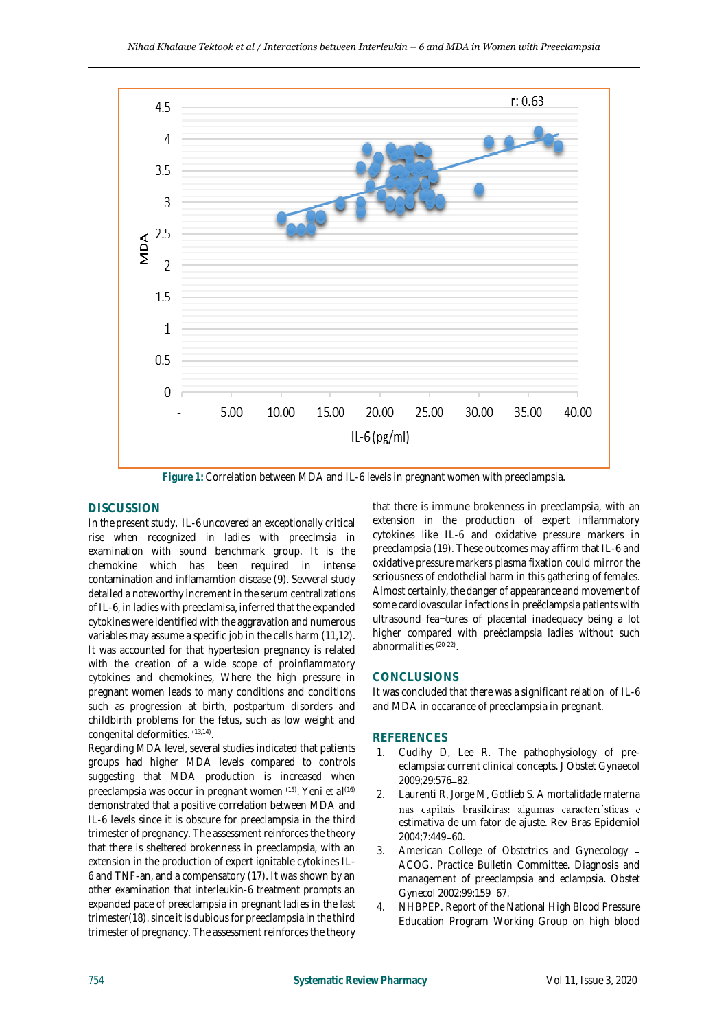Figure 1: Correlation between MDA and IL-6 levels in pregnant women with preeclampsia.

## DISCUSSION

In the present study, IL-6 uncovered an exceptionally critical rise when recognized in ladies with preeclmsia in examination with sound benchmark group. It is the chemokine which has been required in intense contamination and inflamamtion disease (9). Sevveral study detailed a noteworthy increment in the serum centralizations of IL-6, in ladies with preeclamisa, inferred that the expanded cytokines were identified with the aggravation and numerous variables may assume a specific job in the cells harm (11,12). It was accounted for that hypertesion pregnancy is related with the creation of a wide scope of proinflammatory cytokines and chemokines, Where the high pressure in pregnant women leads to many conditions and conditions such as progression at birth, postpartum disorders and childbirth problems for the fetus, such as low weight and congenital deformities [13,14].

Regarding MDA level, several studies indicated that patients groups had higher MDA levels compared to controls suggesting that MDA production is increased when preeclampsia was occur in pregnant women [15]. Yeni et al[16] demonstrated that a positive correlation between MDA and IL-6 levels since it is obscure for preeclampsia in the third trimester of pregnancy. The assessment reinforces the theory that there is sheltered brokenness in preeclampsia, with an extension in the production of expert ignitable cytokines IL-6 and TNF-an, and a compensatory (17). It was shown by an other examination that interleukin-6 treatment prompts an expanded pace of preeclampsia in pregnant ladies in the last trimester(18). since it is dubious for preeclampsia in the third trimester of pregnancy. The assessment reinforces the theory that there is immune brokenness in preeclampsia, with an extension in the production of expert inflammatory cytokines like IL-6 and oxidative pressure markers in preeclampsia (19). These outcomes may affirm that IL-6 and oxidative pressure markers plasma fixation could mirror the seriousness of endothelial harm in this gathering of females. Almost certainly, the danger of appearance and movement of some cardiovascular infections in preëclampsia patients with ultrasound fea¬tures of placental inadequacy being a lot higher compared with preëclampsia ladies without such abnormalities [20-22].

## CONCLUSIONS

It was concluded that there was a significant relation of IL-6 and MDA in occarance of preeclampsia in pregnant.

## REFERENCES

1. Cudihy D, Lee R. The pathophysiology of pre-eclampsia: current clinical concepts. J Obstet Gynaecol 2009;29:576–82.
2. Laurenti R, Jorge M, Gotlieb S. A mortalidade materna nas capitais brasileiras: algumas caracterı´sticas e estimativa de um fator de ajuste. Rev Bras Epidemiol 2004;7:449–60.
3. American College of Obstetrics and Gynecology – ACOG. Practice Bulletin Committee. Diagnosis and management of preeclampsia and eclampsia. Obstet Gynecol 2002;99:159–67.
4. NHBPEP. Report of the National High Blood Pressure Education Program Working Group on high blood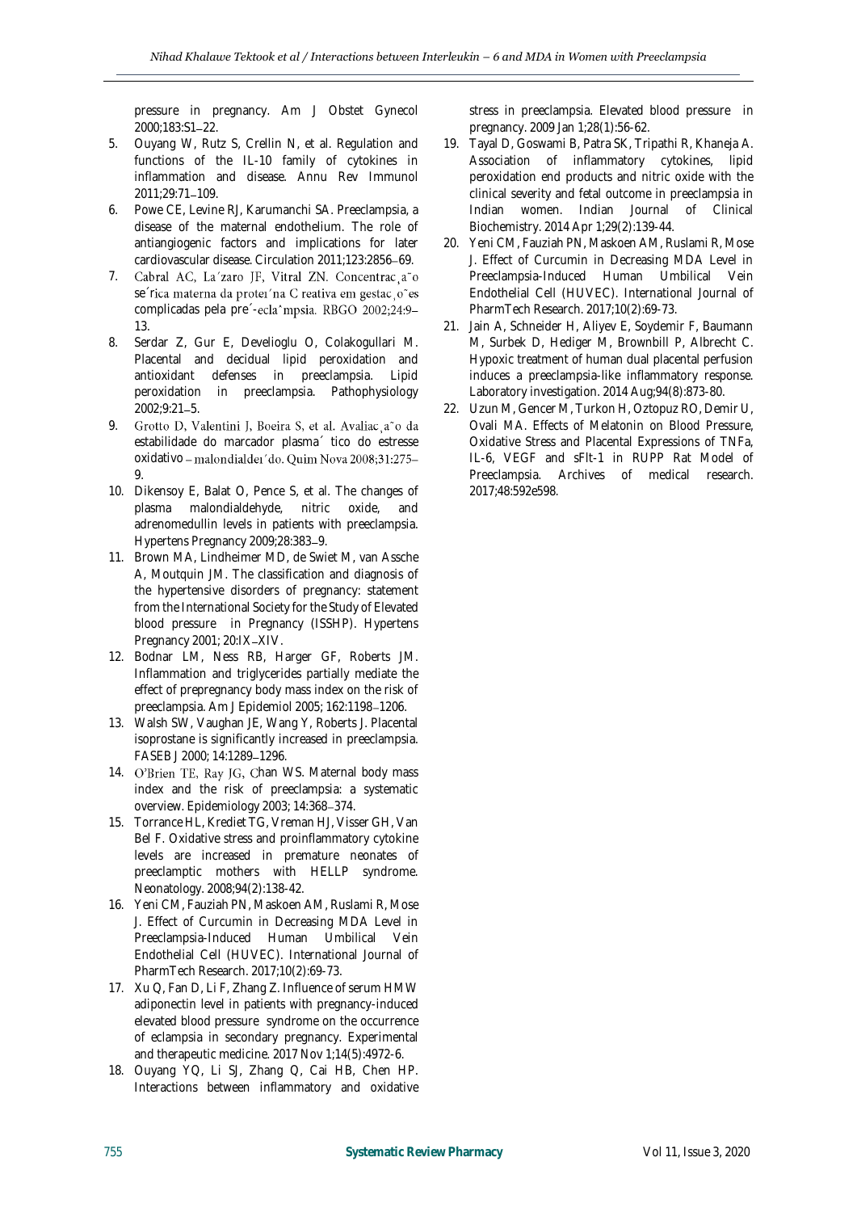pressure in pregnancy. Am J Obstet Gynecol 2000;183:S1–22.

5. Ouyang W, Rutz S, Crellin N, et al. Regulation and functions of the IL-10 family of cytokines in inflammation and disease. Annu Rev Immunol 2011;29:71–109.
6. Powe CE, Levine RJ, Karumanchi SA. Preeclampsia, a disease of the maternal endothelium. The role of antiangiogenic factors and implications for later cardiovascular disease. Circulation 2011;123:2856–69.
7. Cabral AC, La´zaro JF, Vitral ZN. Concentrac¸a˜o se´rica materna da protei´na C reativa em gestac¸o˜es complicadas pela pre´-ecla^mpsia. RBGO 2002;24:9–13.
8. Serdar Z, Gur E, Develioglu O, Colakogullari M. Placental and decidual lipid peroxidation and antioxidant defenses in preeclampsia. Lipid peroxidation in preeclampsia. Pathophysiology 2002;9:21–5.
9. Grotto D, Valentini J, Boeira S, et al. Avaliac¸a˜o da estabilidade do marcador plasma´ tico do estresse oxidativo – malondialdei´do. Quim Nova 2008;31:275–9.
10. Dikensoy E, Balat O, Pence S, et al. The changes of plasma malondialdehyde, nitric oxide, and adrenomedullin levels in patients with preeclampsia. Hypertens Pregnancy 2009;28:383–9.
11. Brown MA, Lindheimer MD, de Swiet M, van Assche A, Moutquin JM. The classification and diagnosis of the hypertensive disorders of pregnancy: statement from the International Society for the Study of Elevated blood pressure in Pregnancy (ISSHP). Hypertens Pregnancy 2001; 20:IX–XIV.
12. Bodnar LM, Ness RB, Harger GF, Roberts JM. Inflammation and triglycerides partially mediate the effect of prepregnancy body mass index on the risk of preeclampsia. Am J Epidemiol 2005; 162:1198–1206.
13. Walsh SW, Vaughan JE, Wang Y, Roberts J. Placental isoprostane is significantly increased in preeclampsia. FASEB J 2000; 14:1289–1296.
14. O'Brien TE, Ray JG, Chan WS. Maternal body mass index and the risk of preeclampsia: a systematic overview. Epidemiology 2003; 14:368–374.
15. Torrance HL, Krediet TG, Vreman HJ, Visser GH, Van Bel F. Oxidative stress and proinflammatory cytokine levels are increased in premature neonates of preeclamptic mothers with HELLP syndrome. Neonatology. 2008;94(2):138-42.
16. Yeni CM, Fauziah PN, Maskoen AM, Ruslami R, Mose J. Effect of Curcumin in Decreasing MDA Level in Preeclampsia-Induced Human Umbilical Vein Endothelial Cell (HUVEC). International Journal of PharmTech Research. 2017;10(2):69-73.
17. Xu Q, Fan D, Li F, Zhang Z. Influence of serum HMW adiponectin level in patients with pregnancy-induced elevated blood pressure syndrome on the occurrence of eclampsia in secondary pregnancy. Experimental and therapeutic medicine. 2017 Nov 1;14(5):4972-6.
18. Ouyang YQ, Li SJ, Zhang Q, Cai HB, Chen HP. Interactions between inflammatory and oxidative stress in preeclampsia. Elevated blood pressure in pregnancy. 2009 Jan 1;28(1):56-62.
19. Tayal D, Goswami B, Patra SK, Tripathi R, Khaneja A. Association of inflammatory cytokines, lipid peroxidation end products and nitric oxide with the clinical severity and fetal outcome in preeclampsia in Indian women. Indian Journal of Clinical Biochemistry. 2014 Apr 1;29(2):139-44.
20. Yeni CM, Fauziah PN, Maskoen AM, Ruslami R, Mose J. Effect of Curcumin in Decreasing MDA Level in Preeclampsia-Induced Human Umbilical Vein Endothelial Cell (HUVEC). International Journal of PharmTech Research. 2017;10(2):69-73.
21. Jain A, Schneider H, Aliyev E, Soydemir F, Baumann M, Surbek D, Hediger M, Brownbill P, Albrecht C. Hypoxic treatment of human dual placental perfusion induces a preeclampsia-like inflammatory response. Laboratory investigation. 2014 Aug;94(8):873-80.
22. Uzun M, Gencer M, Turkon H, Oztopuz RO, Demir U, Ovali MA. Effects of Melatonin on Blood Pressure, Oxidative Stress and Placental Expressions of TNFa, IL-6, VEGF and sFlt-1 in RUPP Rat Model of Preeclampsia. Archives of medical research. 2017;48:592e598.